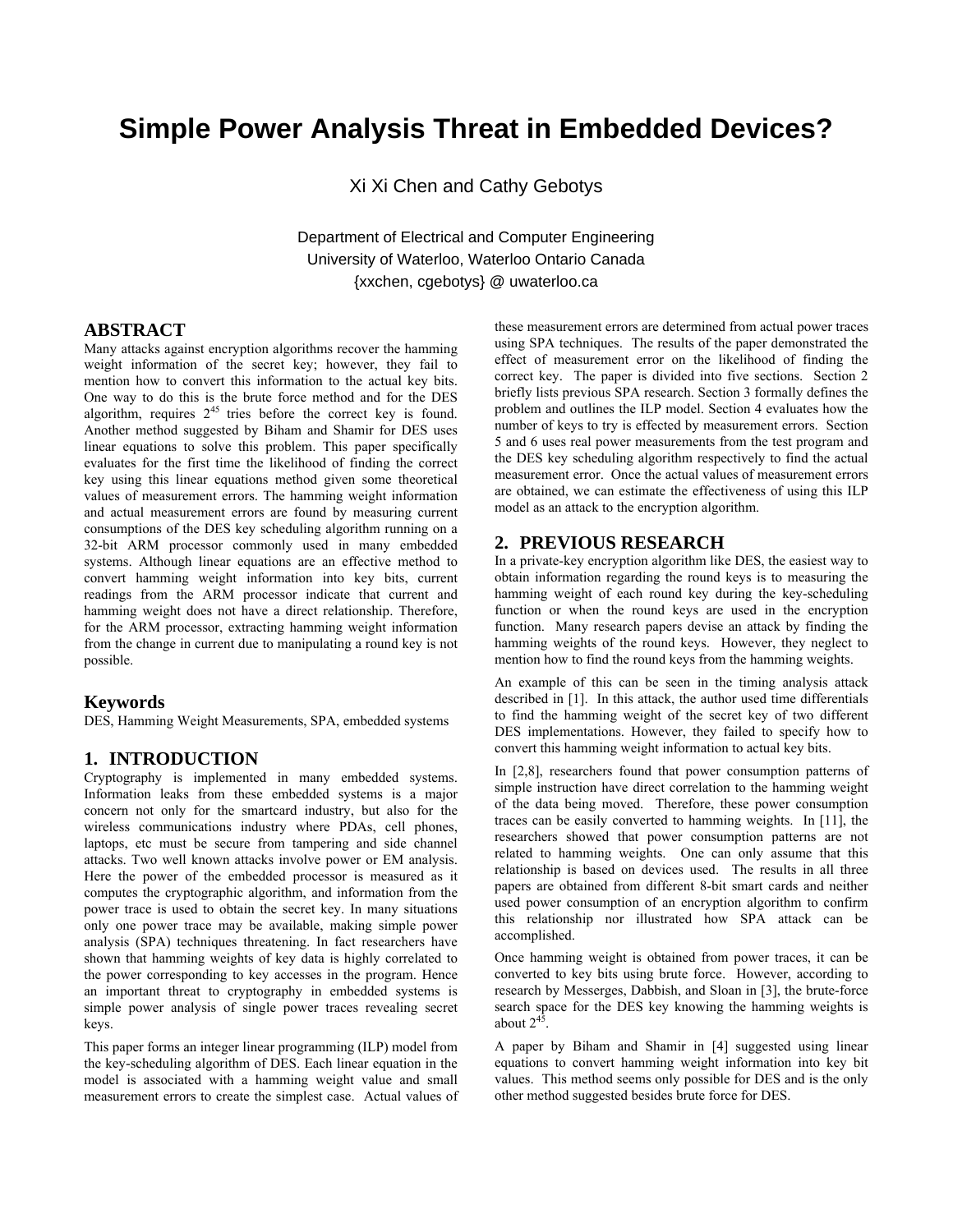# Simple Power Analysis Threat in Embedded Devices?

Xi Xi Chen and Cathy Gebotys

Department of Electrical and Computer Engineering
University of Waterloo, Waterloo Ontario Canada
{xxchen, cgebotys} @ uwaterloo.ca

## ABSTRACT

Many attacks against encryption algorithms recover the hamming weight information of the secret key; however, they fail to mention how to convert this information to the actual key bits. One way to do this is the brute force method and for the DES algorithm, requires $2^{45}$ tries before the correct key is found. Another method suggested by Biham and Shamir for DES uses linear equations to solve this problem. This paper specifically evaluates for the first time the likelihood of finding the correct key using this linear equations method given some theoretical values of measurement errors. The hamming weight information and actual measurement errors are found by measuring current consumptions of the DES key scheduling algorithm running on a 32-bit ARM processor commonly used in many embedded systems. Although linear equations are an effective method to convert hamming weight information into key bits, current readings from the ARM processor indicate that current and hamming weight does not have a direct relationship. Therefore, for the ARM processor, extracting hamming weight information from the change in current due to manipulating a round key is not possible.

## Keywords

DES, Hamming Weight Measurements, SPA, embedded systems

## 1. INTRODUCTION

Cryptography is implemented in many embedded systems. Information leaks from these embedded systems is a major concern not only for the smartcard industry, but also for the wireless communications industry where PDAs, cell phones, laptops, etc must be secure from tampering and side channel attacks. Two well known attacks involve power or EM analysis. Here the power of the embedded processor is measured as it computes the cryptographic algorithm, and information from the power trace is used to obtain the secret key. In many situations only one power trace may be available, making simple power analysis (SPA) techniques threatening. In fact researchers have shown that hamming weights of key data is highly correlated to the power corresponding to key accesses in the program. Hence an important threat to cryptography in embedded systems is simple power analysis of single power traces revealing secret keys.

This paper forms an integer linear programming (ILP) model from the key-scheduling algorithm of DES. Each linear equation in the model is associated with a hamming weight value and small measurement errors to create the simplest case. Actual values of these measurement errors are determined from actual power traces using SPA techniques. The results of the paper demonstrated the effect of measurement error on the likelihood of finding the correct key. The paper is divided into five sections. Section 2 briefly lists previous SPA research. Section 3 formally defines the problem and outlines the ILP model. Section 4 evaluates how the number of keys to try is effected by measurement errors. Section 5 and 6 uses real power measurements from the test program and the DES key scheduling algorithm respectively to find the actual measurement error. Once the actual values of measurement errors are obtained, we can estimate the effectiveness of using this ILP model as an attack to the encryption algorithm.

## 2. PREVIOUS RESEARCH

In a private-key encryption algorithm like DES, the easiest way to obtain information regarding the round keys is to measuring the hamming weight of each round key during the key-scheduling function or when the round keys are used in the encryption function. Many research papers devise an attack by finding the hamming weights of the round keys. However, they neglect to mention how to find the round keys from the hamming weights.

An example of this can be seen in the timing analysis attack described in [1]. In this attack, the author used time differentials to find the hamming weight of the secret key of two different DES implementations. However, they failed to specify how to convert this hamming weight information to actual key bits.

In [2,8], researchers found that power consumption patterns of simple instruction have direct correlation to the hamming weight of the data being moved. Therefore, these power consumption traces can be easily converted to hamming weights. In [11], the researchers showed that power consumption patterns are not related to hamming weights. One can only assume that this relationship is based on devices used. The results in all three papers are obtained from different 8-bit smart cards and neither used power consumption of an encryption algorithm to confirm this relationship nor illustrated how SPA attack can be accomplished.

Once hamming weight is obtained from power traces, it can be converted to key bits using brute force. However, according to research by Messerges, Dabbish, and Sloan in [3], the brute-force search space for the DES key knowing the hamming weights is about $2^{45}$.

A paper by Biham and Shamir in [4] suggested using linear equations to convert hamming weight information into key bit values. This method seems only possible for DES and is the only other method suggested besides brute force for DES.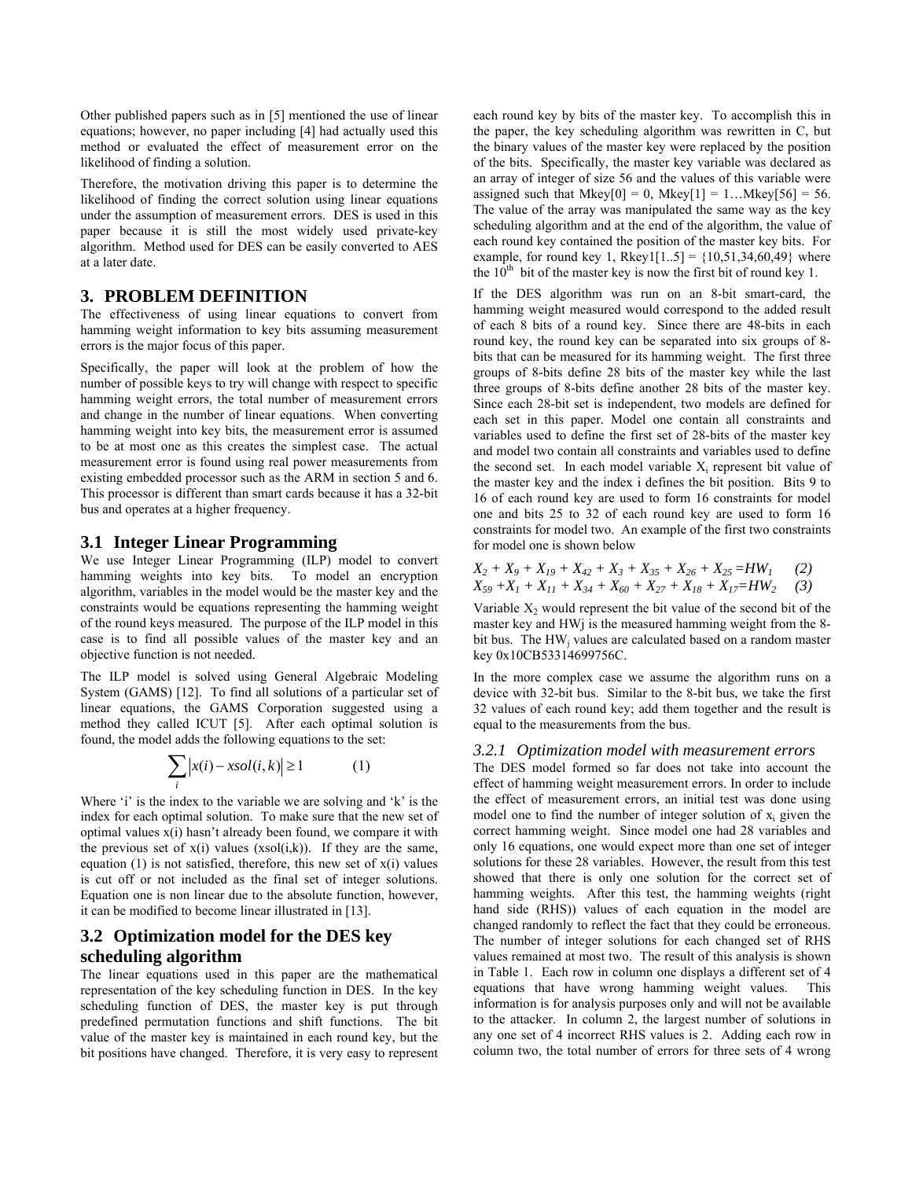Other published papers such as in [5] mentioned the use of linear equations; however, no paper including [4] had actually used this method or evaluated the effect of measurement error on the likelihood of finding a solution.

Therefore, the motivation driving this paper is to determine the likelihood of finding the correct solution using linear equations under the assumption of measurement errors. DES is used in this paper because it is still the most widely used private-key algorithm. Method used for DES can be easily converted to AES at a later date.

## 3. PROBLEM DEFINITION

The effectiveness of using linear equations to convert from hamming weight information to key bits assuming measurement errors is the major focus of this paper.

Specifically, the paper will look at the problem of how the number of possible keys to try will change with respect to specific hamming weight errors, the total number of measurement errors and change in the number of linear equations. When converting hamming weight into key bits, the measurement error is assumed to be at most one as this creates the simplest case. The actual measurement error is found using real power measurements from existing embedded processor such as the ARM in section 5 and 6. This processor is different than smart cards because it has a 32-bit bus and operates at a higher frequency.

### 3.1 Integer Linear Programming

We use Integer Linear Programming (ILP) model to convert hamming weights into key bits. To model an encryption algorithm, variables in the model would be the master key and the constraints would be equations representing the hamming weight of the round keys measured. The purpose of the ILP model in this case is to find all possible values of the master key and an objective function is not needed.

The ILP model is solved using General Algebraic Modeling System (GAMS) [12]. To find all solutions of a particular set of linear equations, the GAMS Corporation suggested using a method they called ICUT [5]. After each optimal solution is found, the model adds the following equations to the set:

$$\sum_{i} \left| x(i) - xsol(i,k) \right| \geq 1 \qquad (1)$$

Where 'i' is the index to the variable we are solving and 'k' is the index for each optimal solution. To make sure that the new set of optimal values x(i) hasn't already been found, we compare it with the previous set of x(i) values (xsol(i,k)). If they are the same, equation (1) is not satisfied, therefore, this new set of x(i) values is cut off or not included as the final set of integer solutions. Equation one is non linear due to the absolute function, however, it can be modified to become linear illustrated in [13].

### 3.2 Optimization model for the DES key scheduling algorithm

The linear equations used in this paper are the mathematical representation of the key scheduling function in DES. In the key scheduling function of DES, the master key is put through predefined permutation functions and shift functions. The bit value of the master key is maintained in each round key, but the bit positions have changed. Therefore, it is very easy to represent each round key by bits of the master key. To accomplish this in the paper, the key scheduling algorithm was rewritten in C, but the binary values of the master key were replaced by the position of the bits. Specifically, the master key variable was declared as an array of integer of size 56 and the values of this variable were assigned such that Mkey[0] = 0, Mkey[1] = 1…Mkey[56] = 56. The value of the array was manipulated the same way as the key scheduling algorithm and at the end of the algorithm, the value of each round key contained the position of the master key bits. For example, for round key 1, Rkey1[1..5] = {10,51,34,60,49} where the 10[th] bit of the master key is now the first bit of round key 1.

If the DES algorithm was run on an 8-bit smart-card, the hamming weight measured would correspond to the added result of each 8 bits of a round key. Since there are 48-bits in each round key, the round key can be separated into six groups of 8-bits that can be measured for its hamming weight. The first three groups of 8-bits define 28 bits of the master key while the last three groups of 8-bits define another 28 bits of the master key. Since each 28-bit set is independent, two models are defined for each set in this paper. Model one contain all constraints and variables used to define the first set of 28-bits of the master key and model two contain all constraints and variables used to define the second set. In each model variable $X_i$ represent bit value of the master key and the index i defines the bit position. Bits 9 to 16 of each round key are used to form 16 constraints for model one and bits 25 to 32 of each round key are used to form 16 constraints for model two. An example of the first two constraints for model one is shown below

$$X_2 + X_9 + X_{19} + X_{42} + X_3 + X_{35} + X_{26} + X_{25} = HW_1 \qquad (2)$$

$$X_{59} + X_1 + X_{11} + X_{34} + X_{60} + X_{27} + X_{18} + X_{17} = HW_2 \qquad (3)$$

Variable $X_2$ would represent the bit value of the second bit of the master key and HWj is the measured hamming weight from the 8-bit bus. The $HW_j$ values are calculated based on a random master key 0x10CB53314699756C.

In the more complex case we assume the algorithm runs on a device with 32-bit bus. Similar to the 8-bit bus, we take the first 32 values of each round key; add them together and the result is equal to the measurements from the bus.

#### 3.2.1 Optimization model with measurement errors

The DES model formed so far does not take into account the effect of hamming weight measurement errors. In order to include the effect of measurement errors, an initial test was done using model one to find the number of integer solution of $x_i$ given the correct hamming weight. Since model one had 28 variables and only 16 equations, one would expect more than one set of integer solutions for these 28 variables. However, the result from this test showed that there is only one solution for the correct set of hamming weights. After this test, the hamming weights (right hand side (RHS)) values of each equation in the model are changed randomly to reflect the fact that they could be erroneous. The number of integer solutions for each changed set of RHS values remained at most two. The result of this analysis is shown in Table 1. Each row in column one displays a different set of 4 equations that have wrong hamming weight values. This information is for analysis purposes only and will not be available to the attacker. In column 2, the largest number of solutions in any one set of 4 incorrect RHS values is 2. Adding each row in column two, the total number of errors for three sets of 4 wrong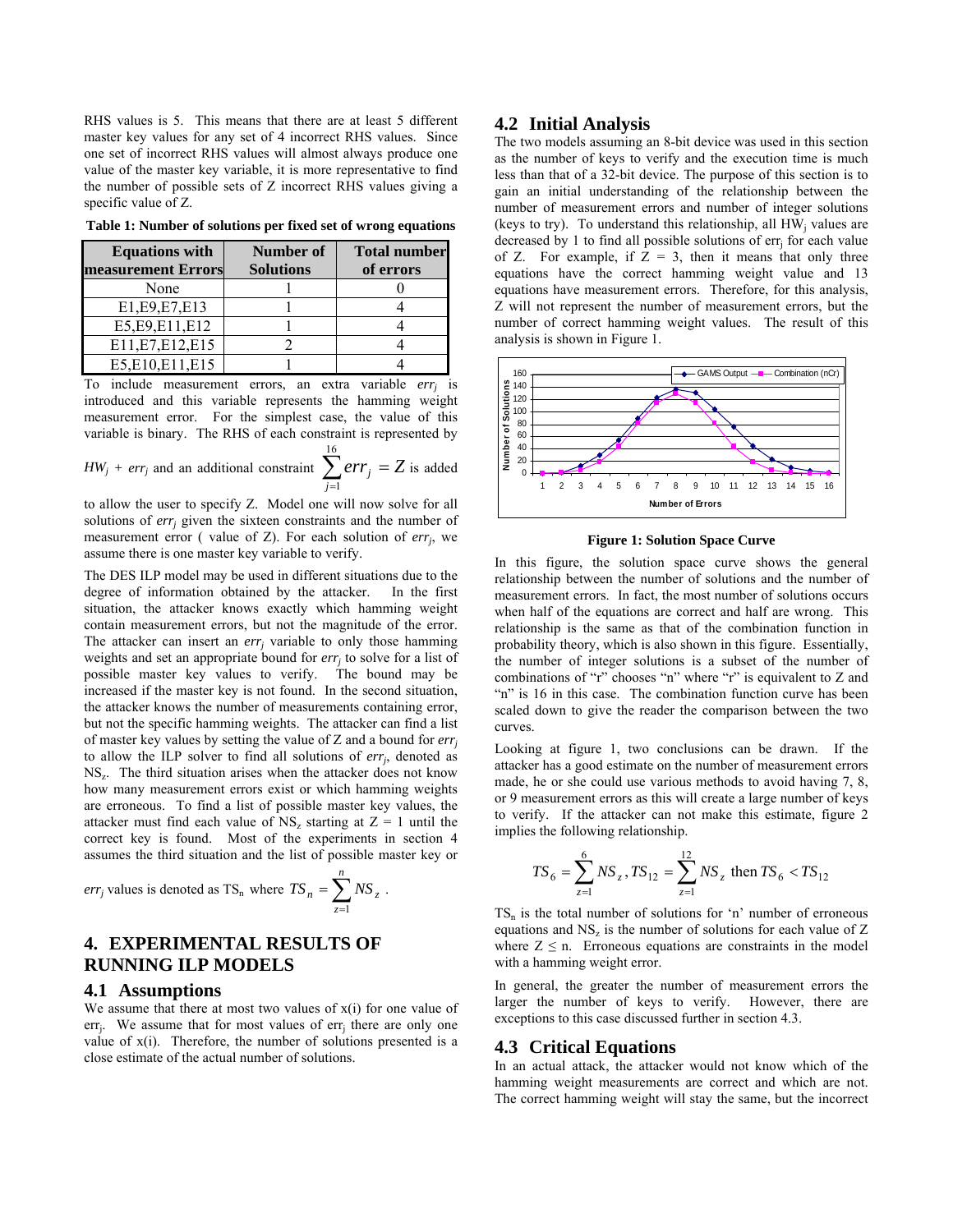RHS values is 5. This means that there are at least 5 different master key values for any set of 4 incorrect RHS values. Since one set of incorrect RHS values will almost always produce one value of the master key variable, it is more representative to find the number of possible sets of Z incorrect RHS values giving a specific value of Z.

**Table 1: Number of solutions per fixed set of wrong equations**

| Equations with measurement Errors | Number of Solutions | Total number of errors |
|---|---|---|
| None | 1 | 0 |
| E1,E9,E7,E13 | 1 | 4 |
| E5,E9,E11,E12 | 1 | 4 |
| E11,E7,E12,E15 | 2 | 4 |
| E5,E10,E11,E15 | 1 | 4 |

To include measurement errors, an extra variable $err_j$ is introduced and this variable represents the hamming weight measurement error. For the simplest case, the value of this variable is binary. The RHS of each constraint is represented by $HW_j + err_j$ and an additional constraint $\sum_{j=1}^{16} err_j = Z$ is added to allow the user to specify Z. Model one will now solve for all solutions of $err_j$ given the sixteen constraints and the number of measurement error ( value of Z). For each solution of $err_j$, we assume there is one master key variable to verify.

The DES ILP model may be used in different situations due to the degree of information obtained by the attacker. In the first situation, the attacker knows exactly which hamming weight contain measurement errors, but not the magnitude of the error. The attacker can insert an $err_j$ variable to only those hamming weights and set an appropriate bound for $err_j$ to solve for a list of possible master key values to verify. The bound may be increased if the master key is not found. In the second situation, the attacker knows the number of measurements containing error, but not the specific hamming weights. The attacker can find a list of master key values by setting the value of Z and a bound for $err_j$ to allow the ILP solver to find all solutions of $err_j$, denoted as $NS_z$. The third situation arises when the attacker does not know how many measurement errors exist or which hamming weights are erroneous. To find a list of possible master key values, the attacker must find each value of $NS_z$ starting at Z = 1 until the correct key is found. Most of the experiments in section 4 assumes the third situation and the list of possible master key or $err_j$ values is denoted as $TS_n$ where $TS_n = \sum_{z=1}^{n} NS_z$.

## 4. EXPERIMENTAL RESULTS OF RUNNING ILP MODELS

### 4.1 Assumptions

We assume that there at most two values of x(i) for one value of $err_j$. We assume that for most values of $err_j$ there are only one value of x(i). Therefore, the number of solutions presented is a close estimate of the actual number of solutions.

### 4.2 Initial Analysis

The two models assuming an 8-bit device was used in this section as the number of keys to verify and the execution time is much less than that of a 32-bit device. The purpose of this section is to gain an initial understanding of the relationship between the number of measurement errors and number of integer solutions (keys to try). To understand this relationship, all $HW_j$ values are decreased by 1 to find all possible solutions of $err_j$ for each value of Z. For example, if Z = 3, then it means that only three equations have the correct hamming weight value and 13 equations have measurement errors. Therefore, for this analysis, Z will not represent the number of measurement errors, but the number of correct hamming weight values. The result of this analysis is shown in Figure 1.

**Figure 1: Solution Space Curve**

In this figure, the solution space curve shows the general relationship between the number of solutions and the number of measurement errors. In fact, the most number of solutions occurs when half of the equations are correct and half are wrong. This relationship is the same as that of the combination function in probability theory, which is also shown in this figure. Essentially, the number of integer solutions is a subset of the number of combinations of "r" chooses "n" where "r" is equivalent to Z and "n" is 16 in this case. The combination function curve has been scaled down to give the reader the comparison between the two curves.

Looking at figure 1, two conclusions can be drawn. If the attacker has a good estimate on the number of measurement errors made, he or she could use various methods to avoid having 7, 8, or 9 measurement errors as this will create a large number of keys to verify. If the attacker can not make this estimate, figure 2 implies the following relationship.

$$TS_6 = \sum_{z=1}^{6} NS_z, TS_{12} = \sum_{z=1}^{12} NS_z \text{ then } TS_6 < TS_{12}$$

$TS_n$ is the total number of solutions for 'n' number of erroneous equations and $NS_z$ is the number of solutions for each value of Z where $Z \leq n$. Erroneous equations are constraints in the model with a hamming weight error.

In general, the greater the number of measurement errors the larger the number of keys to verify. However, there are exceptions to this case discussed further in section 4.3.

### 4.3 Critical Equations

In an actual attack, the attacker would not know which of the hamming weight measurements are correct and which are not. The correct hamming weight will stay the same, but the incorrect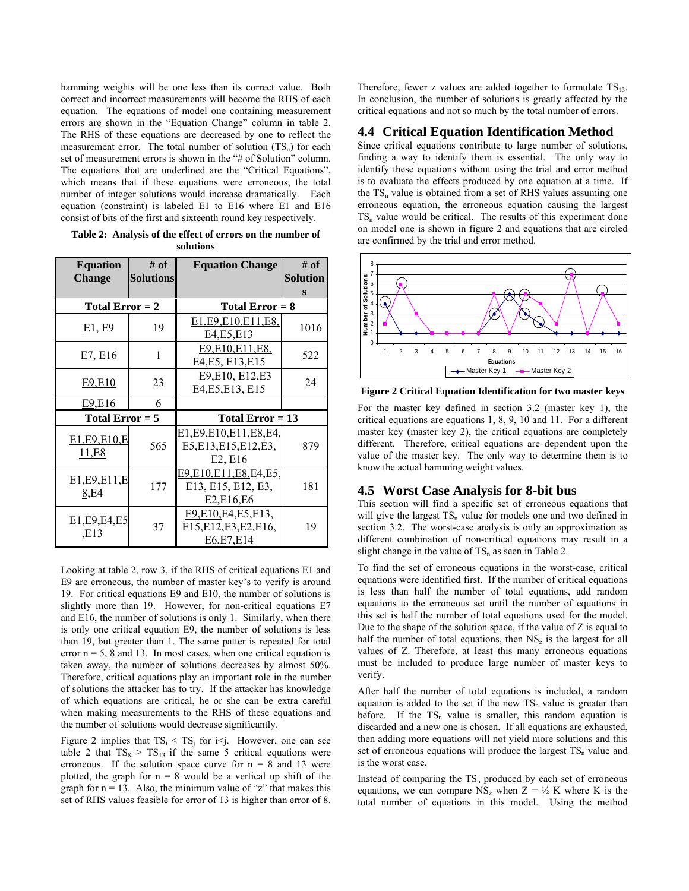hamming weights will be one less than its correct value. Both correct and incorrect measurements will become the RHS of each equation. The equations of model one containing measurement errors are shown in the "Equation Change" column in table 2. The RHS of these equations are decreased by one to reflect the measurement error. The total number of solution ($TS_n$) for each set of measurement errors is shown in the "# of Solution" column. The equations that are underlined are the "Critical Equations", which means that if these equations were erroneous, the total number of integer solutions would increase dramatically. Each equation (constraint) is labeled E1 to E16 where E1 and E16 consist of bits of the first and sixteenth round key respectively.

**Table 2: Analysis of the effect of errors on the number of solutions**

| Equation Change | # of Solutions | Equation Change | # of Solutions |
|---|---|---|---|
| **Total Error = 2** | | **Total Error = 8** | |
| E1, E9 | 19 | E1,E9,E10,E11,E8, E4,E5,E13 | 1016 |
| E7, E16 | 1 | E9,E10,E11,E8, E4,E5, E13,E15 | 522 |
| E9,E10 | 23 | E9,E10, E12,E3 E4,E5,E13, E15 | 24 |
| E9,E16 | 6 | | |
| **Total Error = 5** | | **Total Error = 13** | |
| E1,E9,E10,E11,E8 | 565 | E1,E9,E10,E11,E8,E4, E5,E13,E15,E12,E3, E2, E16 | 879 |
| E1,E9,E11,E8,E4 | 177 | E9,E10,E11,E8,E4,E5, E13, E15, E12, E3, E2,E16,E6 | 181 |
| E1,E9,E4,E5,E13 | 37 | E9,E10,E4,E5,E13, E15,E12,E3,E2,E16, E6,E7,E14 | 19 |

Looking at table 2, row 3, if the RHS of critical equations E1 and E9 are erroneous, the number of master key's to verify is around 19. For critical equations E9 and E10, the number of solutions is slightly more than 19. However, for non-critical equations E7 and E16, the number of solutions is only 1. Similarly, when there is only one critical equation E9, the number of solutions is less than 19, but greater than 1. The same patter is repeated for total error n = 5, 8 and 13. In most cases, when one critical equation is taken away, the number of solutions decreases by almost 50%. Therefore, critical equations play an important role in the number of solutions the attacker has to try. If the attacker has knowledge of which equations are critical, he or she can be extra careful when making measurements to the RHS of these equations and the number of solutions would decrease significantly.

Figure 2 implies that $TS_i < TS_j$ for $i<j$. However, one can see table 2 that $TS_8 > TS_{13}$ if the same 5 critical equations were erroneous. If the solution space curve for n = 8 and 13 were plotted, the graph for n = 8 would be a vertical up shift of the graph for n = 13. Also, the minimum value of "z" that makes this set of RHS values feasible for error of 13 is higher than error of 8. Therefore, fewer z values are added together to formulate $TS_{13}$. In conclusion, the number of solutions is greatly affected by the critical equations and not so much by the total number of errors.

## 4.4 Critical Equation Identification Method

Since critical equations contribute to large number of solutions, finding a way to identify them is essential. The only way to identify these equations without using the trial and error method is to evaluate the effects produced by one equation at a time. If the $TS_n$ value is obtained from a set of RHS values assuming one erroneous equation, the erroneous equation causing the largest $TS_n$ value would be critical. The results of this experiment done on model one is shown in figure 2 and equations that are circled are confirmed by the trial and error method.

**Figure 2 Critical Equation Identification for two master keys**

For the master key defined in section 3.2 (master key 1), the critical equations are equations 1, 8, 9, 10 and 11. For a different master key (master key 2), the critical equations are completely different. Therefore, critical equations are dependent upon the value of the master key. The only way to determine them is to know the actual hamming weight values.

## 4.5 Worst Case Analysis for 8-bit bus

This section will find a specific set of erroneous equations that will give the largest $TS_n$ value for models one and two defined in section 3.2. The worst-case analysis is only an approximation as different combination of non-critical equations may result in a slight change in the value of $TS_n$ as seen in Table 2.

To find the set of erroneous equations in the worst-case, critical equations were identified first. If the number of critical equations is less than half the number of total equations, add random equations to the erroneous set until the number of equations in this set is half the number of total equations used for the model. Due to the shape of the solution space, if the value of Z is equal to half the number of total equations, then $NS_z$ is the largest for all values of Z. Therefore, at least this many erroneous equations must be included to produce large number of master keys to verify.

After half the number of total equations is included, a random equation is added to the set if the new $TS_n$ value is greater than before. If the $TS_n$ value is smaller, this random equation is discarded and a new one is chosen. If all equations are exhausted, then adding more equations will not yield more solutions and this set of erroneous equations will produce the largest $TS_n$ value and is the worst case.

Instead of comparing the $TS_n$ produced by each set of erroneous equations, we can compare $NS_z$ when $Z = \frac{1}{2}$ K where K is the total number of equations in this model. Using the method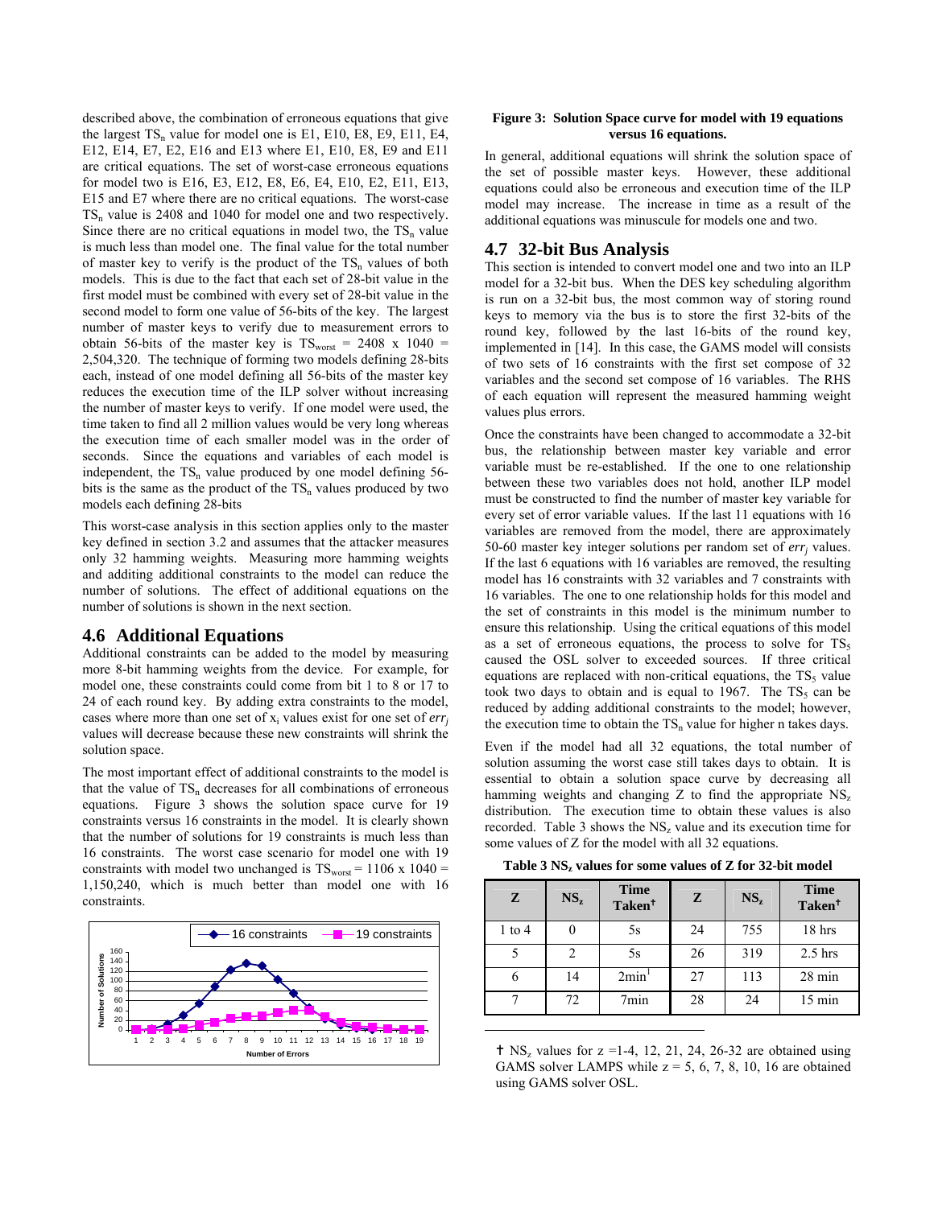described above, the combination of erroneous equations that give the largest $TS_n$ value for model one is E1, E10, E8, E9, E11, E4, E12, E14, E7, E2, E16 and E13 where E1, E10, E8, E9 and E11 are critical equations. The set of worst-case erroneous equations for model two is E16, E3, E12, E8, E6, E4, E10, E2, E11, E13, E15 and E7 where there are no critical equations. The worst-case $TS_n$ value is 2408 and 1040 for model one and two respectively. Since there are no critical equations in model two, the $TS_n$ value is much less than model one. The final value for the total number of master key to verify is the product of the $TS_n$ values of both models. This is due to the fact that each set of 28-bit value in the first model must be combined with every set of 28-bit value in the second model to form one value of 56-bits of the key. The largest number of master keys to verify due to measurement errors to obtain 56-bits of the master key is $TS_{worst} = 2408 \times 1040 = 2{,}504{,}320$. The technique of forming two models defining 28-bits each, instead of one model defining all 56-bits of the master key reduces the execution time of the ILP solver without increasing the number of master keys to verify. If one model were used, the time taken to find all 2 million values would be very long whereas the execution time of each smaller model was in the order of seconds. Since the equations and variables of each model is independent, the $TS_n$ value produced by one model defining 56-bits is the same as the product of the $TS_n$ values produced by two models each defining 28-bits

This worst-case analysis in this section applies only to the master key defined in section 3.2 and assumes that the attacker measures only 32 hamming weights. Measuring more hamming weights and additing additional constraints to the model can reduce the number of solutions. The effect of additional equations on the number of solutions is shown in the next section.

## 4.6 Additional Equations

Additional constraints can be added to the model by measuring more 8-bit hamming weights from the device. For example, for model one, these constraints could come from bit 1 to 8 or 17 to 24 of each round key. By adding extra constraints to the model, cases where more than one set of $x_i$ values exist for one set of $err_j$ values will decrease because these new constraints will shrink the solution space.

The most important effect of additional constraints to the model is that the value of $TS_n$ decreases for all combinations of erroneous equations. Figure 3 shows the solution space curve for 19 constraints versus 16 constraints in the model. It is clearly shown that the number of solutions for 19 constraints is much less than 16 constraints. The worst case scenario for model one with 19 constraints with model two unchanged is $TS_{worst} = 1106 \times 1040 = 1{,}150{,}240$, which is much better than model one with 16 constraints.

**Figure 3: Solution Space curve for model with 19 equations versus 16 equations.**

In general, additional equations will shrink the solution space of the set of possible master keys. However, these additional equations could also be erroneous and execution time of the ILP model may increase. The increase in time as a result of the additional equations was minuscule for models one and two.

## 4.7 32-bit Bus Analysis

This section is intended to convert model one and two into an ILP model for a 32-bit bus. When the DES key scheduling algorithm is run on a 32-bit bus, the most common way of storing round keys to memory via the bus is to store the first 32-bits of the round key, followed by the last 16-bits of the round key, implemented in [14]. In this case, the GAMS model will consists of two sets of 16 constraints with the first set compose of 32 variables and the second set compose of 16 variables. The RHS of each equation will represent the measured hamming weight values plus errors.

Once the constraints have been changed to accommodate a 32-bit bus, the relationship between master key variable and error variable must be re-established. If the one to one relationship between these two variables does not hold, another ILP model must be constructed to find the number of master key variable for every set of error variable values. If the last 11 equations with 16 variables are removed from the model, there are approximately 50-60 master key integer solutions per random set of $err_j$ values. If the last 6 equations with 16 variables are removed, the resulting model has 16 constraints with 32 variables and 7 constraints with 16 variables. The one to one relationship holds for this model and the set of constraints in this model is the minimum number to ensure this relationship. Using the critical equations of this model as a set of erroneous equations, the process to solve for $TS_5$ caused the OSL solver to exceeded sources. If three critical equations are replaced with non-critical equations, the $TS_5$ value took two days to obtain and is equal to 1967. The $TS_5$ can be reduced by adding additional constraints to the model; however, the execution time to obtain the $TS_n$ value for higher n takes days.

Even if the model had all 32 equations, the total number of solution assuming the worst case still takes days to obtain. It is essential to obtain a solution space curve by decreasing all hamming weights and changing Z to find the appropriate $NS_z$ distribution. The execution time to obtain these values is also recorded. Table 3 shows the $NS_z$ value and its execution time for some values of Z for the model with all 32 equations.

**Table 3 $NS_z$ values for some values of Z for 32-bit model**

| Z | $NS_z$ | Time Taken† | Z | $NS_z$ | Time Taken† |
|---|---|---|---|---|---|
| 1 to 4 | 0 | 5s | 24 | 755 | 18 hrs |
| 5 | 2 | 5s | 26 | 319 | 2.5 hrs |
| 6 | 14 | 2min[1] | 27 | 113 | 28 min |
| 7 | 72 | 7min | 28 | 24 | 15 min |

† $NS_z$ values for z =1-4, 12, 21, 24, 26-32 are obtained using GAMS solver LAMPS while z = 5, 6, 7, 8, 10, 16 are obtained using GAMS solver OSL.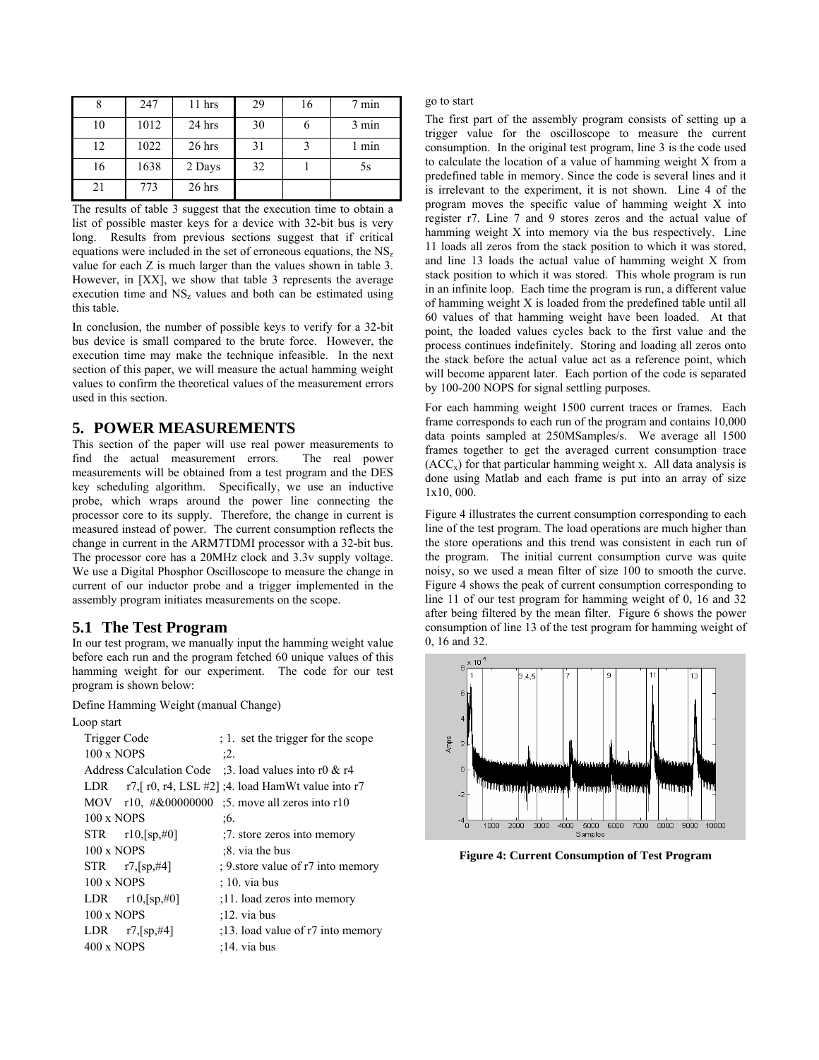| 8 | 247 | 11 hrs | 29 | 16 | 7 min |
|---|---|---|---|---|---|
| 10 | 1012 | 24 hrs | 30 | 6 | 3 min |
| 12 | 1022 | 26 hrs | 31 | 3 | 1 min |
| 16 | 1638 | 2 Days | 32 | 1 | 5s |
| 21 | 773 | 26 hrs | | | |

The results of table 3 suggest that the execution time to obtain a list of possible master keys for a device with 32-bit bus is very long. Results from previous sections suggest that if critical equations were included in the set of erroneous equations, the $NS_z$ value for each Z is much larger than the values shown in table 3. However, in [XX], we show that table 3 represents the average execution time and $NS_z$ values and both can be estimated using this table.

In conclusion, the number of possible keys to verify for a 32-bit bus device is small compared to the brute force. However, the execution time may make the technique infeasible. In the next section of this paper, we will measure the actual hamming weight values to confirm the theoretical values of the measurement errors used in this section.

## 5. POWER MEASUREMENTS

This section of the paper will use real power measurements to find the actual measurement errors. The real power measurements will be obtained from a test program and the DES key scheduling algorithm. Specifically, we use an inductive probe, which wraps around the power line connecting the processor core to its supply. Therefore, the change in current is measured instead of power. The current consumption reflects the change in current in the ARM7TDMI processor with a 32-bit bus. The processor core has a 20MHz clock and 3.3v supply voltage. We use a Digital Phosphor Oscilloscope to measure the change in current of our inductor probe and a trigger implemented in the assembly program initiates measurements on the scope.

### 5.1 The Test Program

In our test program, we manually input the hamming weight value before each run and the program fetched 60 unique values of this hamming weight for our experiment. The code for our test program is shown below:

```
Define Hamming Weight (manual Change)
Loop start
   Trigger Code                ; 1.  set the trigger for the scope
   100 x NOPS                  ;2.
   Address Calculation Code    ;3. load values into r0 & r4
   LDR   r7,[ r0, r4, LSL #2]  ;4. load HamWt value into r7
   MOV   r10, #&00000000       ;5. move all zeros into r10
   100 x NOPS                  ;6.
   STR   r10,[sp,#0]           ;7. store zeros into memory
   100 x NOPS                  ;8. via the bus
   STR   r7,[sp,#4]            ; 9.store value of r7 into memory
   100 x NOPS                  ; 10. via bus
   LDR   r10,[sp,#0]           ;11. load zeros into memory
   100 x NOPS                  ;12. via bus
   LDR   r7,[sp,#4]            ;13. load value of r7 into memory
   400 x NOPS                  ;14. via bus
go to start
```

The first part of the assembly program consists of setting up a trigger value for the oscilloscope to measure the current consumption. In the original test program, line 3 is the code used to calculate the location of a value of hamming weight X from a predefined table in memory. Since the code is several lines and it is irrelevant to the experiment, it is not shown. Line 4 of the program moves the specific value of hamming weight X into register r7. Line 7 and 9 stores zeros and the actual value of hamming weight X into memory via the bus respectively. Line 11 loads all zeros from the stack position to which it was stored, and line 13 loads the actual value of hamming weight X from stack position to which it was stored. This whole program is run in an infinite loop. Each time the program is run, a different value of hamming weight X is loaded from the predefined table until all 60 values of that hamming weight have been loaded. At that point, the loaded values cycles back to the first value and the process continues indefinitely. Storing and loading all zeros onto the stack before the actual value act as a reference point, which will become apparent later. Each portion of the code is separated by 100-200 NOPS for signal settling purposes.

For each hamming weight 1500 current traces or frames. Each frame corresponds to each run of the program and contains 10,000 data points sampled at 250MSamples/s. We average all 1500 frames together to get the averaged current consumption trace ($ACC_x$) for that particular hamming weight x. All data analysis is done using Matlab and each frame is put into an array of size 1x10, 000.

Figure 4 illustrates the current consumption corresponding to each line of the test program. The load operations are much higher than the store operations and this trend was consistent in each run of the program. The initial current consumption curve was quite noisy, so we used a mean filter of size 100 to smooth the curve. Figure 4 shows the peak of current consumption corresponding to line 11 of our test program for hamming weight of 0, 16 and 32 after being filtered by the mean filter. Figure 6 shows the power consumption of line 13 of the test program for hamming weight of 0, 16 and 32.

**Figure 4: Current Consumption of Test Program**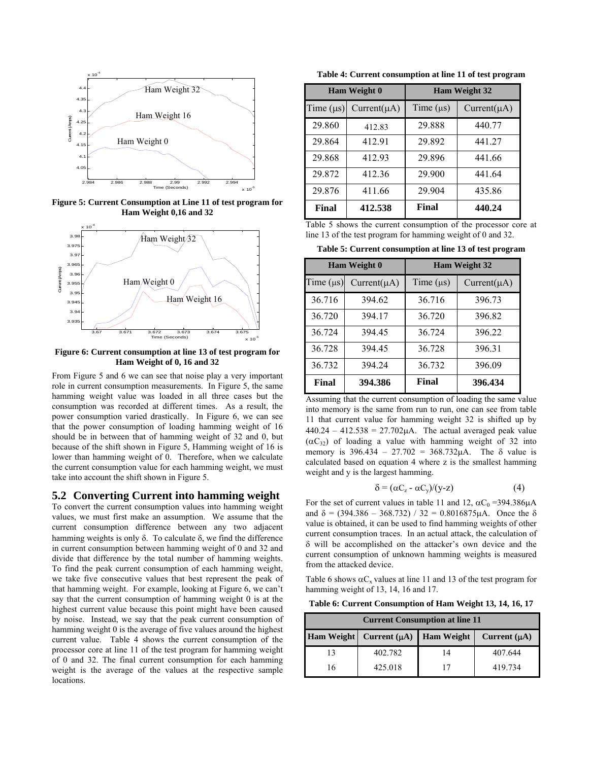Figure 5: Current Consumption at Line 11 of test program for Ham Weight 0,16 and 32

Figure 6: Current consumption at line 13 of test program for Ham Weight of 0, 16 and 32

From Figure 5 and 6 we can see that noise play a very important role in current consumption measurements. In Figure 5, the same hamming weight value was loaded in all three cases but the consumption was recorded at different times. As a result, the power consumption varied drastically. In Figure 6, we can see that the power consumption of loading hamming weight of 16 should be in between that of hamming weight of 32 and 0, but because of the shift shown in Figure 5, Hamming weight of 16 is lower than hamming weight of 0. Therefore, when we calculate the current consumption value for each hamming weight, we must take into account the shift shown in Figure 5.

## 5.2 Converting Current into hamming weight

To convert the current consumption values into hamming weight values, we must first make an assumption. We assume that the current consumption difference between any two adjacent hamming weights is only δ. To calculate δ, we find the difference in current consumption between hamming weight of 0 and 32 and divide that difference by the total number of hamming weights. To find the peak current consumption of each hamming weight, we take five consecutive values that best represent the peak of that hamming weight. For example, looking at Figure 6, we can't say that the current consumption of hamming weight 0 is at the highest current value because this point might have been caused by noise. Instead, we say that the peak current consumption of hamming weight 0 is the average of five values around the highest current value. Table 4 shows the current consumption of the processor core at line 11 of the test program for hamming weight of 0 and 32. The final current consumption for each hamming weight is the average of the values at the respective sample locations.

**Table 4: Current consumption at line 11 of test program**

| Ham Weight 0 | | Ham Weight 32 | |
|---|---|---|---|
| Time (μs) | Current(μA) | Time (μs) | Current(μA) |
| 29.860 | 412.83 | 29.888 | 440.77 |
| 29.864 | 412.91 | 29.892 | 441.27 |
| 29.868 | 412.93 | 29.896 | 441.66 |
| 29.872 | 412.36 | 29.900 | 441.64 |
| 29.876 | 411.66 | 29.904 | 435.86 |
| **Final** | **412.538** | **Final** | **440.24** |

Table 5 shows the current consumption of the processor core at line 13 of the test program for hamming weight of 0 and 32.

**Table 5: Current consumption at line 13 of test program**

| Ham Weight 0 | | Ham Weight 32 | |
|---|---|---|---|
| Time (μs) | Current(μA) | Time (μs) | Current(μA) |
| 36.716 | 394.62 | 36.716 | 396.73 |
| 36.720 | 394.17 | 36.720 | 396.82 |
| 36.724 | 394.45 | 36.724 | 396.22 |
| 36.728 | 394.45 | 36.728 | 396.31 |
| 36.732 | 394.24 | 36.732 | 396.09 |
| **Final** | **394.386** | **Final** | **396.434** |

Assuming that the current consumption of loading the same value into memory is the same from run to run, one can see from table 11 that current value for hamming weight 32 is shifted up by 440.24 – 412.538 = 27.702μA. The actual averaged peak value ($\alpha C_{32}$) of loading a value with hamming weight of 32 into memory is 396.434 – 27.702 = 368.732μA. The δ value is calculated based on equation 4 where z is the smallest hamming weight and y is the largest hamming.

$$\delta = (\alpha C_z - \alpha C_y)/(y-z) \qquad (4)$$

For the set of current values in table 11 and 12, $\alpha C_0$ =394.386μA and δ = (394.386 – 368.732) / 32 = 0.8016875μA. Once the δ value is obtained, it can be used to find hamming weights of other current consumption traces. In an actual attack, the calculation of δ will be accomplished on the attacker's own device and the current consumption of unknown hamming weights is measured from the attacked device.

Table 6 shows $\alpha C_x$ values at line 11 and 13 of the test program for hamming weight of 13, 14, 16 and 17.

**Table 6: Current Consumption of Ham Weight 13, 14, 16, 17**

| Current Consumption at line 11 | | | |
|---|---|---|---|
| **Ham Weight** | **Current (μA)** | **Ham Weight** | **Current (μA)** |
| 13 | 402.782 | 14 | 407.644 |
| 16 | 425.018 | 17 | 419.734 |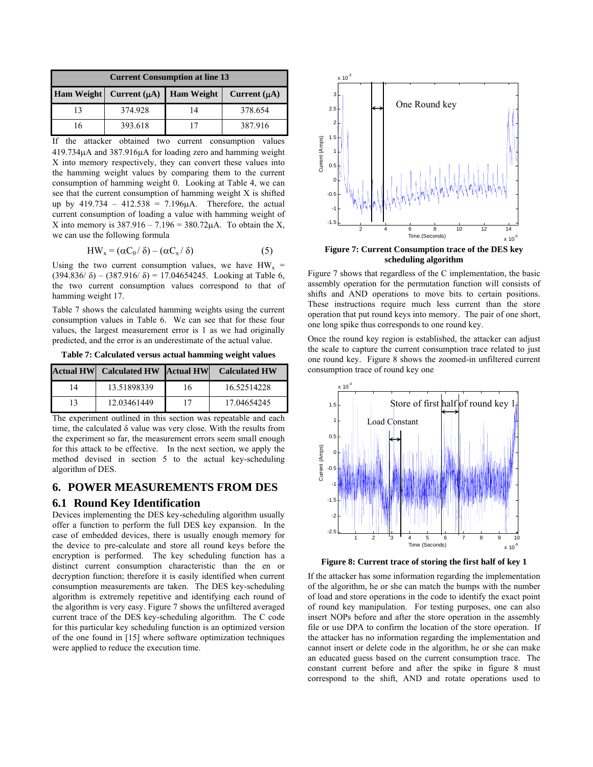| Current Consumption at line 13 | | | |
|---|---|---|---|
| Ham Weight | Current (μA) | Ham Weight | Current (μA) |
| 13 | 374.928 | 14 | 378.654 |
| 16 | 393.618 | 17 | 387.916 |

If the attacker obtained two current consumption values 419.734μA and 387.916μA for loading zero and hamming weight X into memory respectively, they can convert these values into the hamming weight values by comparing them to the current consumption of hamming weight 0. Looking at Table 4, we can see that the current consumption of hamming weight X is shifted up by 419.734 – 412.538 = 7.196μA. Therefore, the actual current consumption of loading a value with hamming weight of X into memory is 387.916 – 7.196 = 380.72μA. To obtain the X, we can use the following formula

$$HW_x = (\alpha C_0 / \delta) - (\alpha C_x / \delta) \quad (5)$$

Using the two current consumption values, we have $HW_x$ = (394.836/ δ) – (387.916/ δ) = 17.04654245. Looking at Table 6, the two current consumption values correspond to that of hamming weight 17.

Table 7 shows the calculated hamming weights using the current consumption values in Table 6. We can see that for these four values, the largest measurement error is 1 as we had originally predicted, and the error is an underestimate of the actual value.

**Table 7: Calculated versus actual hamming weight values**

| Actual HW | Calculated HW | Actual HW | Calculated HW |
|---|---|---|---|
| 14 | 13.51898339 | 16 | 16.52514228 |
| 13 | 12.03461449 | 17 | 17.04654245 |

The experiment outlined in this section was repeatable and each time, the calculated δ value was very close. With the results from the experiment so far, the measurement errors seem small enough for this attack to be effective. In the next section, we apply the method devised in section 5 to the actual key-scheduling algorithm of DES.

## 6. POWER MEASUREMENTS FROM DES

### 6.1 Round Key Identification

Devices implementing the DES key-scheduling algorithm usually offer a function to perform the full DES key expansion. In the case of embedded devices, there is usually enough memory for the device to pre-calculate and store all round keys before the encryption is performed. The key scheduling function has a distinct current consumption characteristic than the en or decryption function; therefore it is easily identified when current consumption measurements are taken. The DES key-scheduling algorithm is extremely repetitive and identifying each round of the algorithm is very easy. Figure 7 shows the unfiltered averaged current trace of the DES key-scheduling algorithm. The C code for this particular key scheduling function is an optimized version of the one found in [15] where software optimization techniques were applied to reduce the execution time.

**Figure 7: Current Consumption trace of the DES key scheduling algorithm**

Figure 7 shows that regardless of the C implementation, the basic assembly operation for the permutation function will consists of shifts and AND operations to move bits to certain positions. These instructions require much less current than the store operation that put round keys into memory. The pair of one short, one long spike thus corresponds to one round key.

Once the round key region is established, the attacker can adjust the scale to capture the current consumption trace related to just one round key. Figure 8 shows the zoomed-in unfiltered current consumption trace of round key one

**Figure 8: Current trace of storing the first half of key 1**

If the attacker has some information regarding the implementation of the algorithm, he or she can match the bumps with the number of load and store operations in the code to identify the exact point of round key manipulation. For testing purposes, one can also insert NOPs before and after the store operation in the assembly file or use DPA to confirm the location of the store operation. If the attacker has no information regarding the implementation and cannot insert or delete code in the algorithm, he or she can make an educated guess based on the current consumption trace. The constant current before and after the spike in figure 8 must correspond to the shift, AND and rotate operations used to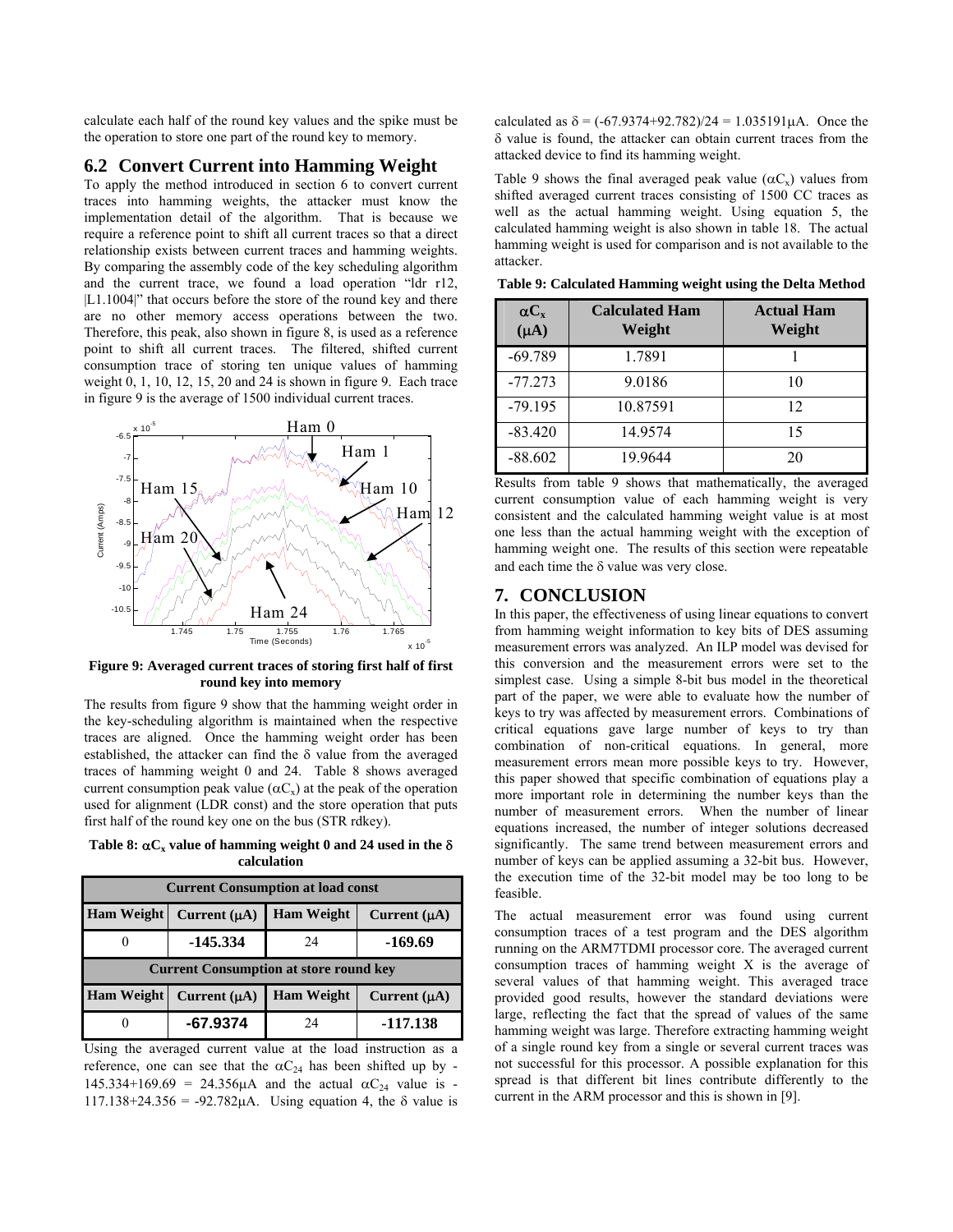calculate each half of the round key values and the spike must be the operation to store one part of the round key to memory.

## 6.2 Convert Current into Hamming Weight

To apply the method introduced in section 6 to convert current traces into hamming weights, the attacker must know the implementation detail of the algorithm. That is because we require a reference point to shift all current traces so that a direct relationship exists between current traces and hamming weights. By comparing the assembly code of the key scheduling algorithm and the current trace, we found a load operation "ldr r12, |L1.1004|" that occurs before the store of the round key and there are no other memory access operations between the two. Therefore, this peak, also shown in figure 8, is used as a reference point to shift all current traces. The filtered, shifted current consumption trace of storing ten unique values of hamming weight 0, 1, 10, 12, 15, 20 and 24 is shown in figure 9. Each trace in figure 9 is the average of 1500 individual current traces.

**Figure 9: Averaged current traces of storing first half of first round key into memory**

The results from figure 9 show that the hamming weight order in the key-scheduling algorithm is maintained when the respective traces are aligned. Once the hamming weight order has been established, the attacker can find the δ value from the averaged traces of hamming weight 0 and 24. Table 8 shows averaged current consumption peak value ($\alpha C_x$) at the peak of the operation used for alignment (LDR const) and the store operation that puts first half of the round key one on the bus (STR rdkey).

**Table 8: $\alpha C_x$ value of hamming weight 0 and 24 used in the δ calculation**

| Current Consumption at load const | | | |
|---|---|---|---|
| **Ham Weight** | **Current (μA)** | **Ham Weight** | **Current (μA)** |
| 0 | **-145.334** | 24 | **-169.69** |
| **Current Consumption at store round key** | | | |
| **Ham Weight** | **Current (μA)** | **Ham Weight** | **Current (μA)** |
| 0 | **-67.9374** | 24 | **-117.138** |

Using the averaged current value at the load instruction as a reference, one can see that the $\alpha C_{24}$ has been shifted up by -145.334+169.69 = 24.356μA and the actual $\alpha C_{24}$ value is -117.138+24.356 = -92.782μA. Using equation 4, the δ value is calculated as δ = (-67.9374+92.782)/24 = 1.035191μA. Once the δ value is found, the attacker can obtain current traces from the attacked device to find its hamming weight.

Table 9 shows the final averaged peak value ($\alpha C_x$) values from shifted averaged current traces consisting of 1500 CC traces as well as the actual hamming weight. Using equation 5, the calculated hamming weight is also shown in table 18. The actual hamming weight is used for comparison and is not available to the attacker.

**Table 9: Calculated Hamming weight using the Delta Method**

| $\alpha C_x$ (μA) | Calculated Ham Weight | Actual Ham Weight |
|---|---|---|
| -69.789 | 1.7891 | 1 |
| -77.273 | 9.0186 | 10 |
| -79.195 | 10.87591 | 12 |
| -83.420 | 14.9574 | 15 |
| -88.602 | 19.9644 | 20 |

Results from table 9 shows that mathematically, the averaged current consumption value of each hamming weight is very consistent and the calculated hamming weight value is at most one less than the actual hamming weight with the exception of hamming weight one. The results of this section were repeatable and each time the δ value was very close.

# 7. CONCLUSION

In this paper, the effectiveness of using linear equations to convert from hamming weight information to key bits of DES assuming measurement errors was analyzed. An ILP model was devised for this conversion and the measurement errors were set to the simplest case. Using a simple 8-bit bus model in the theoretical part of the paper, we were able to evaluate how the number of keys to try was affected by measurement errors. Combinations of critical equations gave large number of keys to try than combination of non-critical equations. In general, more measurement errors mean more possible keys to try. However, this paper showed that specific combination of equations play a more important role in determining the number keys than the number of measurement errors. When the number of linear equations increased, the number of integer solutions decreased significantly. The same trend between measurement errors and number of keys can be applied assuming a 32-bit bus. However, the execution time of the 32-bit model may be too long to be feasible.

The actual measurement error was found using current consumption traces of a test program and the DES algorithm running on the ARM7TDMI processor core. The averaged current consumption traces of hamming weight X is the average of several values of that hamming weight. This averaged trace provided good results, however the standard deviations were large, reflecting the fact that the spread of values of the same hamming weight was large. Therefore extracting hamming weight of a single round key from a single or several current traces was not successful for this processor. A possible explanation for this spread is that different bit lines contribute differently to the current in the ARM processor and this is shown in [9].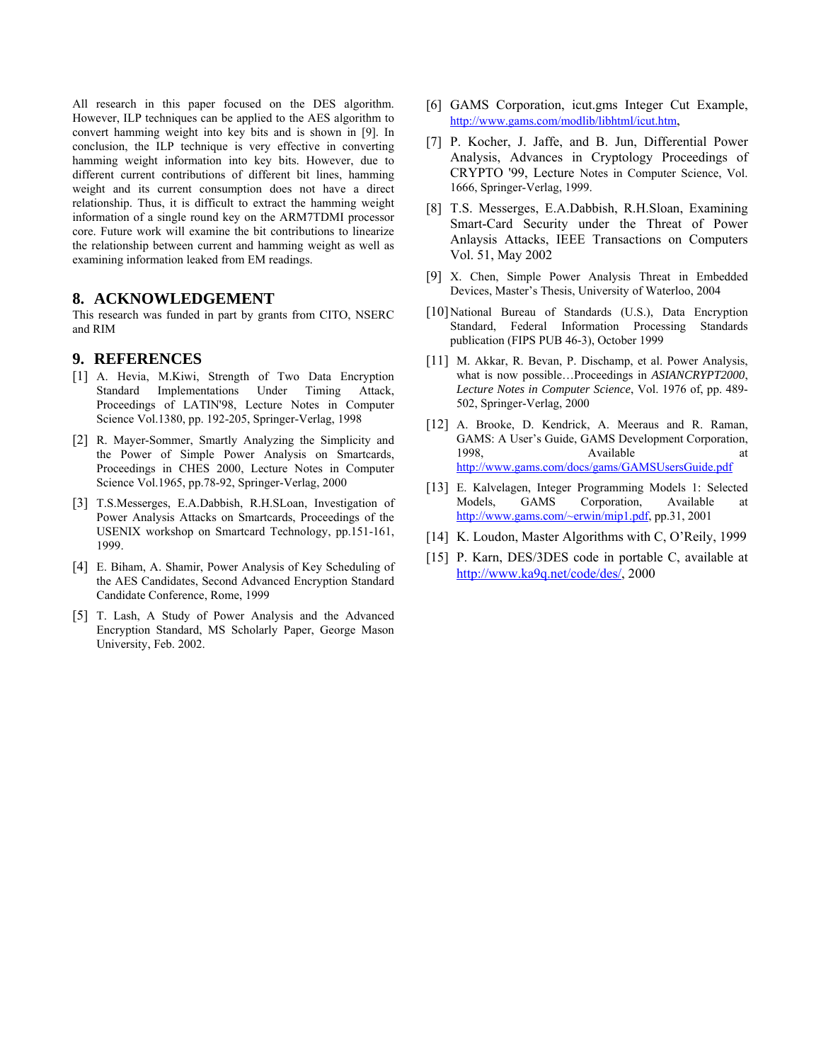All research in this paper focused on the DES algorithm. However, ILP techniques can be applied to the AES algorithm to convert hamming weight into key bits and is shown in [9]. In conclusion, the ILP technique is very effective in converting hamming weight information into key bits. However, due to different current contributions of different bit lines, hamming weight and its current consumption does not have a direct relationship. Thus, it is difficult to extract the hamming weight information of a single round key on the ARM7TDMI processor core. Future work will examine the bit contributions to linearize the relationship between current and hamming weight as well as examining information leaked from EM readings.

## 8. ACKNOWLEDGEMENT

This research was funded in part by grants from CITO, NSERC and RIM

## 9. REFERENCES

[1] A. Hevia, M.Kiwi, Strength of Two Data Encryption Standard Implementations Under Timing Attack, Proceedings of LATIN'98, Lecture Notes in Computer Science Vol.1380, pp. 192-205, Springer-Verlag, 1998

[2] R. Mayer-Sommer, Smartly Analyzing the Simplicity and the Power of Simple Power Analysis on Smartcards, Proceedings in CHES 2000, Lecture Notes in Computer Science Vol.1965, pp.78-92, Springer-Verlag, 2000

[3] T.S.Messerges, E.A.Dabbish, R.H.SLoan, Investigation of Power Analysis Attacks on Smartcards, Proceedings of the USENIX workshop on Smartcard Technology, pp.151-161, 1999.

[4] E. Biham, A. Shamir, Power Analysis of Key Scheduling of the AES Candidates, Second Advanced Encryption Standard Candidate Conference, Rome, 1999

[5] T. Lash, A Study of Power Analysis and the Advanced Encryption Standard, MS Scholarly Paper, George Mason University, Feb. 2002.

[6] GAMS Corporation, icut.gms Integer Cut Example, http://www.gams.com/modlib/libhtml/icut.htm,

[7] P. Kocher, J. Jaffe, and B. Jun, Differential Power Analysis, Advances in Cryptology Proceedings of CRYPTO '99, Lecture Notes in Computer Science, Vol. 1666, Springer-Verlag, 1999.

[8] T.S. Messerges, E.A.Dabbish, R.H.Sloan, Examining Smart-Card Security under the Threat of Power Anlaysis Attacks, IEEE Transactions on Computers Vol. 51, May 2002

[9] X. Chen, Simple Power Analysis Threat in Embedded Devices, Master's Thesis, University of Waterloo, 2004

[10] National Bureau of Standards (U.S.), Data Encryption Standard, Federal Information Processing Standards publication (FIPS PUB 46-3), October 1999

[11] M. Akkar, R. Bevan, P. Dischamp, et al. Power Analysis, what is now possible…Proceedings in *ASIANCRYPT2000*, *Lecture Notes in Computer Science*, Vol. 1976 of, pp. 489-502, Springer-Verlag, 2000

[12] A. Brooke, D. Kendrick, A. Meeraus and R. Raman, GAMS: A User's Guide, GAMS Development Corporation, 1998, Available at http://www.gams.com/docs/gams/GAMSUsersGuide.pdf

[13] E. Kalvelagen, Integer Programming Models 1: Selected Models, GAMS Corporation, Available at http://www.gams.com/~erwin/mip1.pdf, pp.31, 2001

[14] K. Loudon, Master Algorithms with C, O'Reily, 1999

[15] P. Karn, DES/3DES code in portable C, available at http://www.ka9q.net/code/des/, 2000